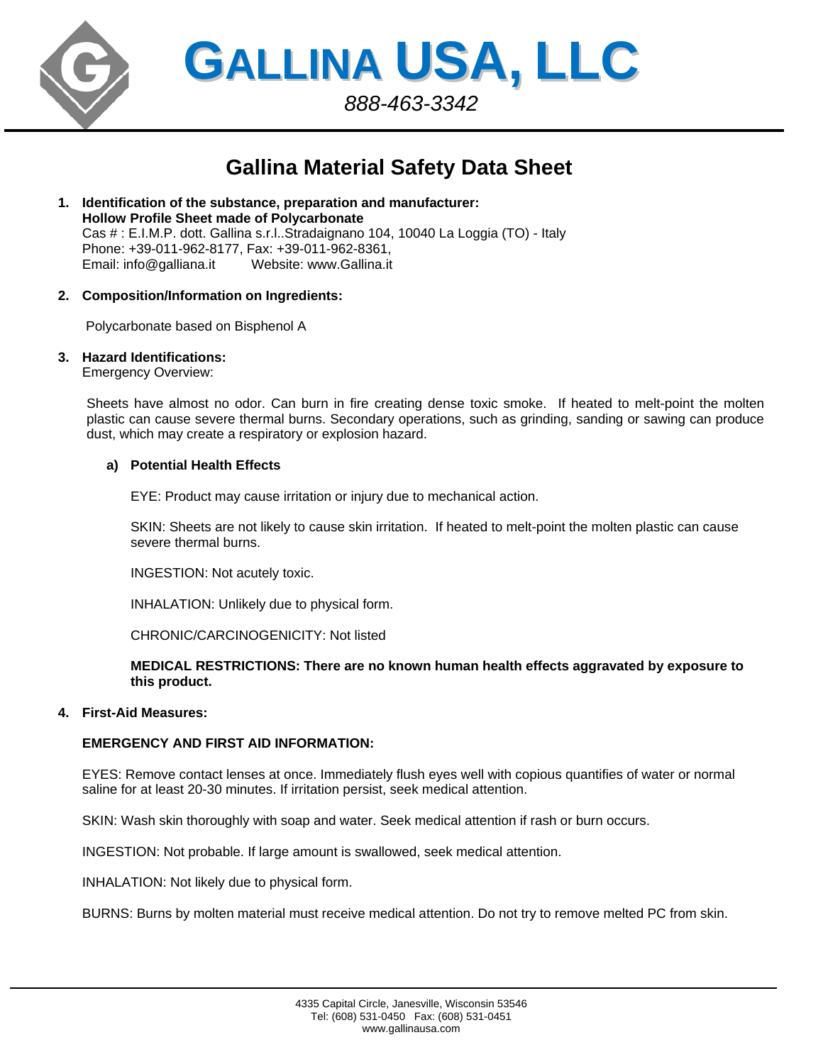# GALLINA USA, LLC

*888-463-3342*

## Gallina Material Safety Data Sheet

1. **Identification of the substance, preparation and manufacturer:**
   **Hollow Profile Sheet made of Polycarbonate**
   Cas # : E.I.M.P. dott. Gallina s.r.l..Stradaignano 104, 10040 La Loggia (TO) - Italy
   Phone: +39-011-962-8177, Fax: +39-011-962-8361,
   Email: info@galliana.it        Website: www.Gallina.it

2. **Composition/Information on Ingredients:**

   Polycarbonate based on Bisphenol A

3. **Hazard Identifications:**
   Emergency Overview:

   Sheets have almost no odor. Can burn in fire creating dense toxic smoke. If heated to melt-point the molten plastic can cause severe thermal burns. Secondary operations, such as grinding, sanding or sawing can produce dust, which may create a respiratory or explosion hazard.

   a) **Potential Health Effects**

      EYE: Product may cause irritation or injury due to mechanical action.

      SKIN: Sheets are not likely to cause skin irritation. If heated to melt-point the molten plastic can cause severe thermal burns.

      INGESTION: Not acutely toxic.

      INHALATION: Unlikely due to physical form.

      CHRONIC/CARCINOGENICITY: Not listed

      **MEDICAL RESTRICTIONS: There are no known human health effects aggravated by exposure to this product.**

4. **First-Aid Measures:**

   **EMERGENCY AND FIRST AID INFORMATION:**

   EYES: Remove contact lenses at once. Immediately flush eyes well with copious quantifies of water or normal saline for at least 20-30 minutes. If irritation persist, seek medical attention.

   SKIN: Wash skin thoroughly with soap and water. Seek medical attention if rash or burn occurs.

   INGESTION: Not probable. If large amount is swallowed, seek medical attention.

   INHALATION: Not likely due to physical form.

   BURNS: Burns by molten material must receive medical attention. Do not try to remove melted PC from skin.

4335 Capital Circle, Janesville, Wisconsin 53546
Tel: (608) 531-0450 Fax: (608) 531-0451
www.gallinausa.com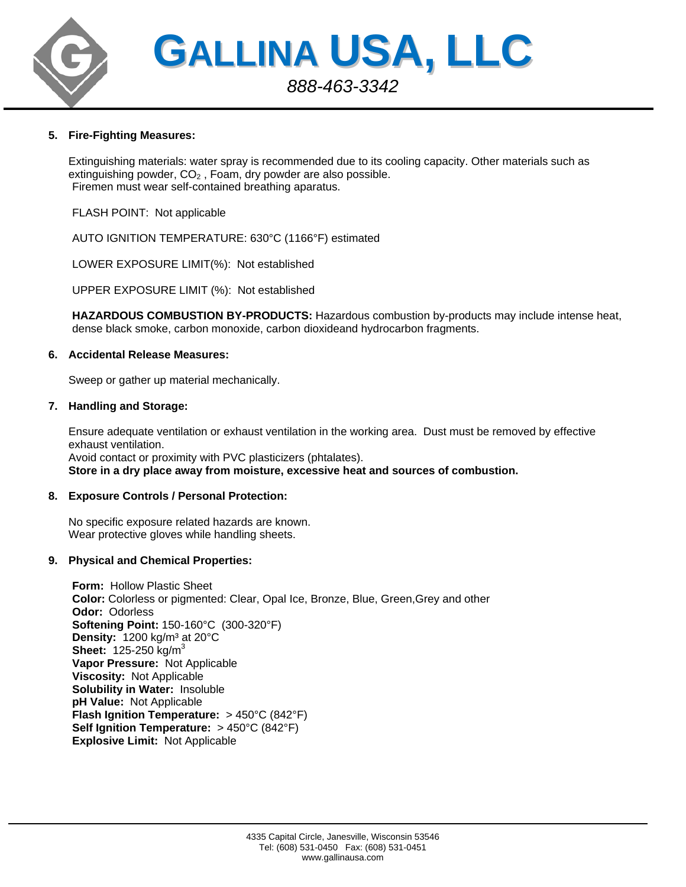**5. Fire-Fighting Measures:**

Extinguishing materials: water spray is recommended due to its cooling capacity. Other materials such as extinguishing powder, $CO_2$ , Foam, dry powder are also possible.
Firemen must wear self-contained breathing aparatus.

FLASH POINT: Not applicable

AUTO IGNITION TEMPERATURE: 630°C (1166°F) estimated

LOWER EXPOSURE LIMIT(%): Not established

UPPER EXPOSURE LIMIT (%): Not established

**HAZARDOUS COMBUSTION BY-PRODUCTS:** Hazardous combustion by-products may include intense heat, dense black smoke, carbon monoxide, carbon dioxideand hydrocarbon fragments.

**6. Accidental Release Measures:**

Sweep or gather up material mechanically.

**7. Handling and Storage:**

Ensure adequate ventilation or exhaust ventilation in the working area. Dust must be removed by effective exhaust ventilation.
Avoid contact or proximity with PVC plasticizers (phtalates).
**Store in a dry place away from moisture, excessive heat and sources of combustion.**

**8. Exposure Controls / Personal Protection:**

No specific exposure related hazards are known.
Wear protective gloves while handling sheets.

**9. Physical and Chemical Properties:**

**Form:** Hollow Plastic Sheet
**Color:** Colorless or pigmented: Clear, Opal Ice, Bronze, Blue, Green,Grey and other
**Odor:** Odorless
**Softening Point:** 150-160°C (300-320°F)
**Density:** 1200 kg/m³ at 20°C
**Sheet:** 125-250 kg/m³
**Vapor Pressure:** Not Applicable
**Viscosity:** Not Applicable
**Solubility in Water:** Insoluble
**pH Value:** Not Applicable
**Flash Ignition Temperature:** > 450°C (842°F)
**Self Ignition Temperature:** > 450°C (842°F)
**Explosive Limit:** Not Applicable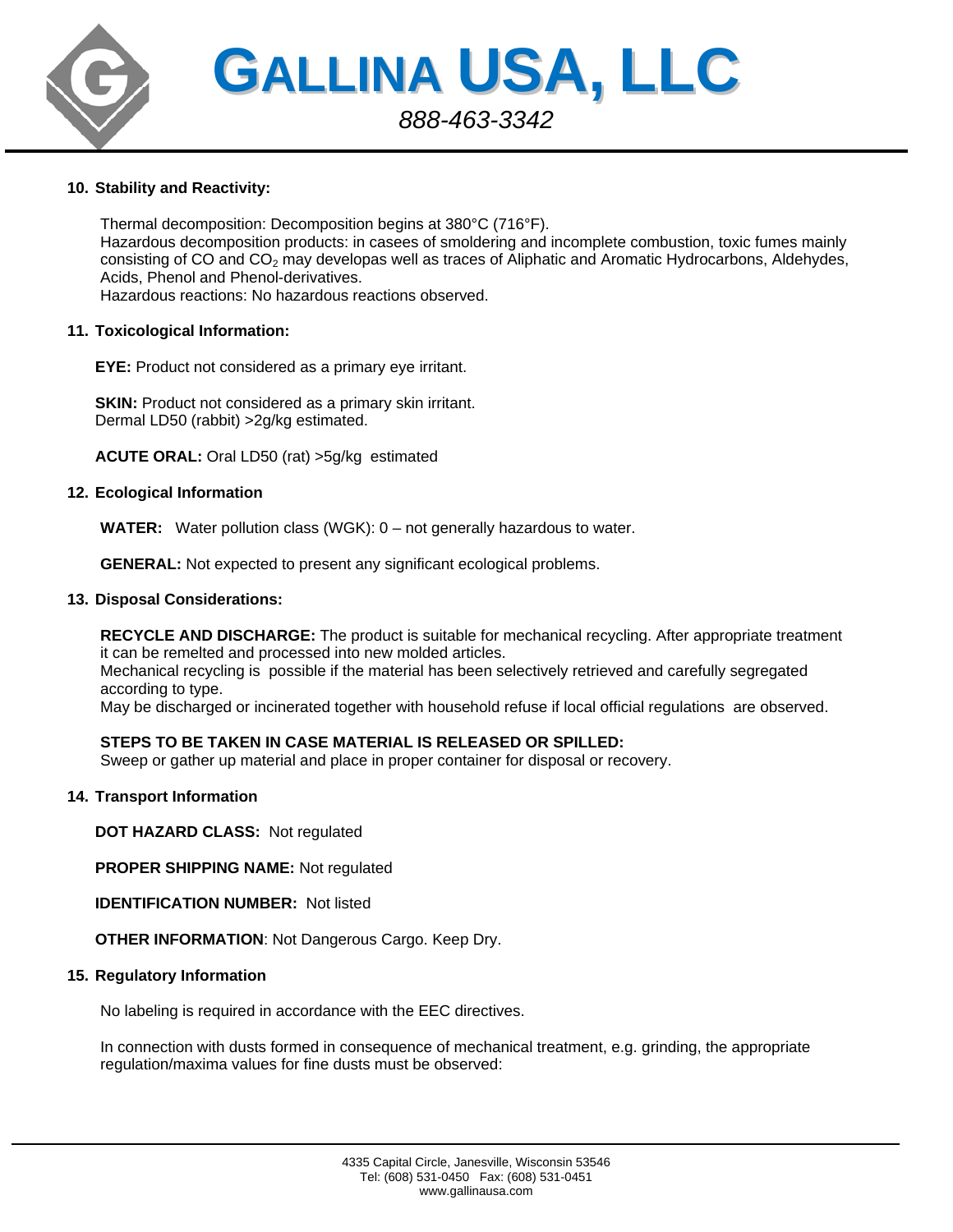**10. Stability and Reactivity:**

Thermal decomposition: Decomposition begins at 380°C (716°F).
Hazardous decomposition products: in casees of smoldering and incomplete combustion, toxic fumes mainly consisting of CO and $CO_2$ may developas well as traces of Aliphatic and Aromatic Hydrocarbons, Aldehydes, Acids, Phenol and Phenol-derivatives.
Hazardous reactions: No hazardous reactions observed.

**11. Toxicological Information:**

**EYE:** Product not considered as a primary eye irritant.

**SKIN:** Product not considered as a primary skin irritant.
Dermal LD50 (rabbit) >2g/kg estimated.

**ACUTE ORAL:** Oral LD50 (rat) >5g/kg estimated

**12. Ecological Information**

**WATER:** Water pollution class (WGK): 0 – not generally hazardous to water.

**GENERAL:** Not expected to present any significant ecological problems.

**13. Disposal Considerations:**

**RECYCLE AND DISCHARGE:** The product is suitable for mechanical recycling. After appropriate treatment it can be remelted and processed into new molded articles.
Mechanical recycling is possible if the material has been selectively retrieved and carefully segregated according to type.
May be discharged or incinerated together with household refuse if local official regulations are observed.

**STEPS TO BE TAKEN IN CASE MATERIAL IS RELEASED OR SPILLED:**
Sweep or gather up material and place in proper container for disposal or recovery.

**14. Transport Information**

**DOT HAZARD CLASS:** Not regulated

**PROPER SHIPPING NAME:** Not regulated

**IDENTIFICATION NUMBER:** Not listed

**OTHER INFORMATION**: Not Dangerous Cargo. Keep Dry.

**15. Regulatory Information**

No labeling is required in accordance with the EEC directives.

In connection with dusts formed in consequence of mechanical treatment, e.g. grinding, the appropriate regulation/maxima values for fine dusts must be observed: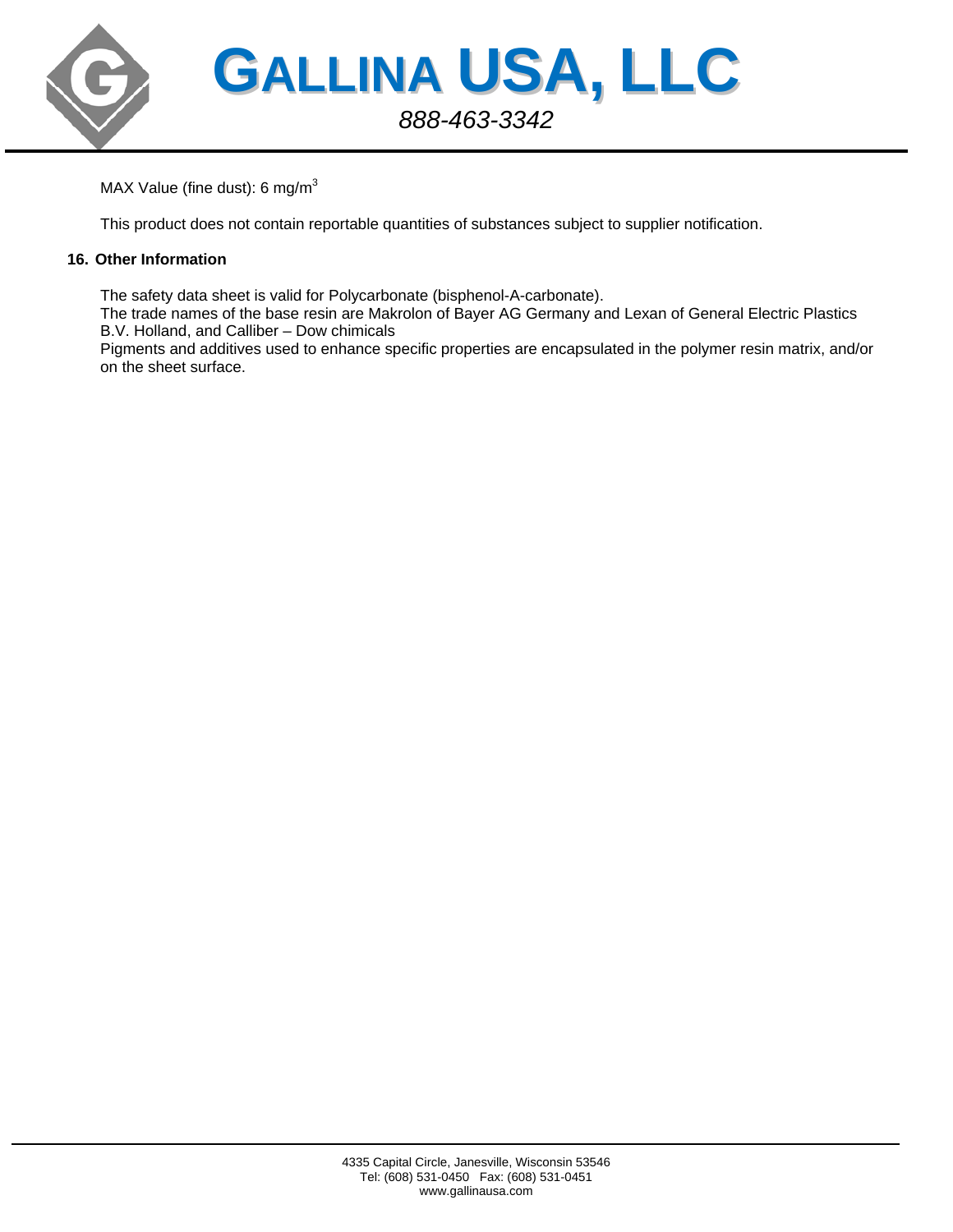MAX Value (fine dust): 6 mg/m$^3$

This product does not contain reportable quantities of substances subject to supplier notification.

## 16. Other Information

The safety data sheet is valid for Polycarbonate (bisphenol-A-carbonate).
The trade names of the base resin are Makrolon of Bayer AG Germany and Lexan of General Electric Plastics B.V. Holland, and Calliber – Dow chimicals
Pigments and additives used to enhance specific properties are encapsulated in the polymer resin matrix, and/or on the sheet surface.